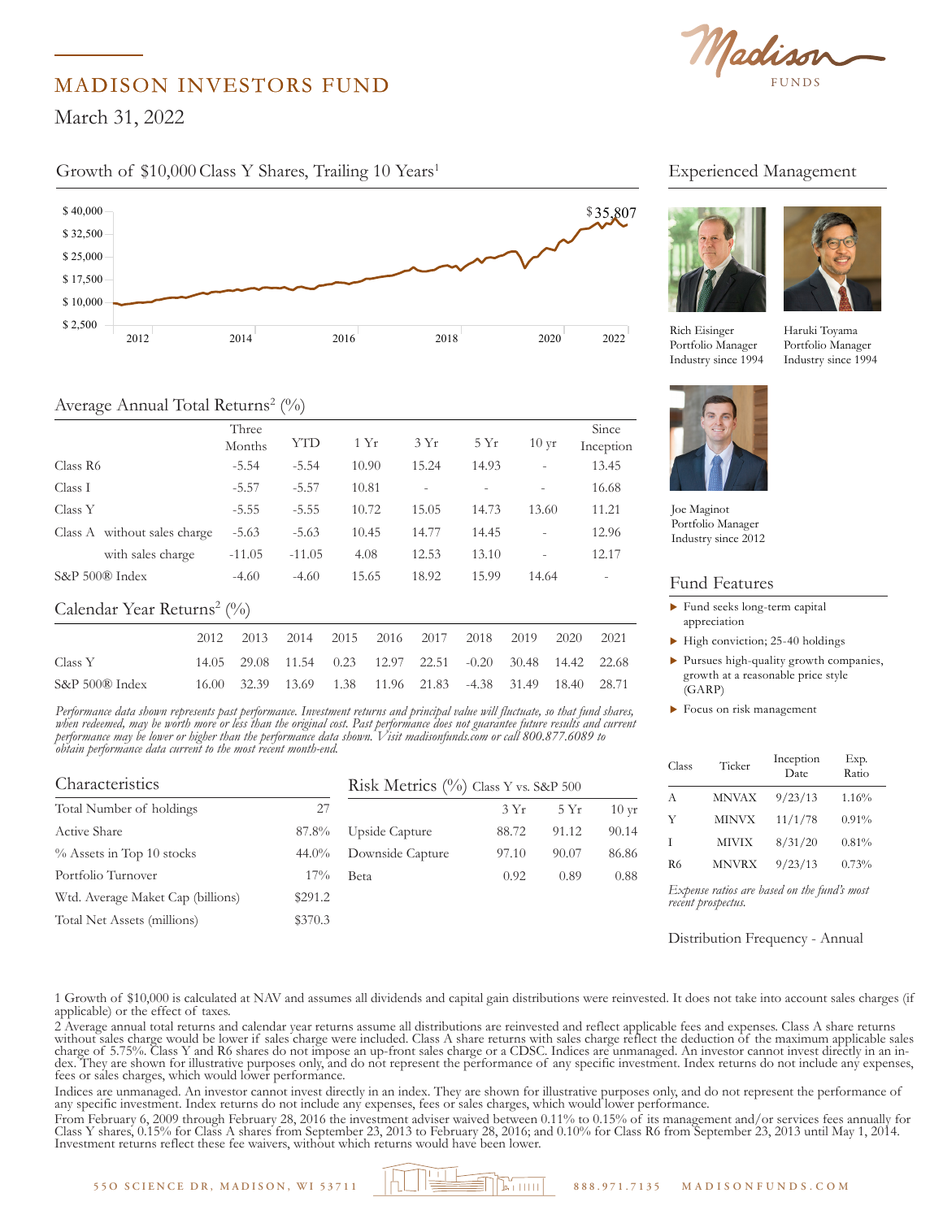# MADISON INVESTORS FUND

March 31, 2022

## Growth of $10,000 Class Y Shares, Trailing 10 Years[1]

$40,000 | $32,500 | $25,000 | $17,500 | $10,000 | $2,500

2012 2014 2016 2018 2020 2022

$35,807

## Average Annual Total Returns[2] (%)

| | Three Months | YTD | 1 Yr | 3 Yr | 5 Yr | 10 yr | Since Inception |
|---|---|---|---|---|---|---|---|
| Class R6 | -5.54 | -5.54 | 10.90 | 15.24 | 14.93 | - | 13.45 |
| Class I | -5.57 | -5.57 | 10.81 | - | - | - | 16.68 |
| Class Y | -5.55 | -5.55 | 10.72 | 15.05 | 14.73 | 13.60 | 11.21 |
| Class A without sales charge | -5.63 | -5.63 | 10.45 | 14.77 | 14.45 | - | 12.96 |
| with sales charge | -11.05 | -11.05 | 4.08 | 12.53 | 13.10 | - | 12.17 |
| S&P 500® Index | -4.60 | -4.60 | 15.65 | 18.92 | 15.99 | 14.64 | - |

## Calendar Year Returns[2] (%)

| | 2012 | 2013 | 2014 | 2015 | 2016 | 2017 | 2018 | 2019 | 2020 | 2021 |
|---|---|---|---|---|---|---|---|---|---|---|
| Class Y | 14.05 | 29.08 | 11.54 | 0.23 | 12.97 | 22.51 | -0.20 | 30.48 | 14.42 | 22.68 |
| S&P 500® Index | 16.00 | 32.39 | 13.69 | 1.38 | 11.96 | 21.83 | -4.38 | 31.49 | 18.40 | 28.71 |

*Performance data shown represents past performance. Investment returns and principal value will fluctuate, so that fund shares, when redeemed, may be worth more or less than the original cost. Past performance does not guarantee future results and current performance may be lower or higher than the performance data shown. Visit madisonfunds.com or call 800.877.6089 to obtain performance data current to the most recent month-end.*

## Characteristics

| | |
|---|---|
| Total Number of holdings | 27 |
| Active Share | 87.8% |
| % Assets in Top 10 stocks | 44.0% |
| Portfolio Turnover | 17% |
| Wtd. Average Maket Cap (billions) | $291.2 |
| Total Net Assets (millions) | $370.3 |

## Risk Metrics (%) Class Y vs. S&P 500

| | 3 Yr | 5 Yr | 10 yr |
|---|---|---|---|
| Upside Capture | 88.72 | 91.12 | 90.14 |
| Downside Capture | 97.10 | 90.07 | 86.86 |
| Beta | 0.92 | 0.89 | 0.88 |

## Experienced Management

Rich Eisinger
Portfolio Manager
Industry since 1994

Haruki Toyama
Portfolio Manager
Industry since 1994

Joe Maginot
Portfolio Manager
Industry since 2012

## Fund Features

- Fund seeks long-term capital appreciation
- High conviction; 25-40 holdings
- Pursues high-quality growth companies, growth at a reasonable price style (GARP)
- Focus on risk management

| Class | Ticker | Inception Date | Exp. Ratio |
|---|---|---|---|
| A | MNVAX | 9/23/13 | 1.16% |
| Y | MINVX | 11/1/78 | 0.91% |
| I | MIVIX | 8/31/20 | 0.81% |
| R6 | MNVRX | 9/23/13 | 0.73% |

*Expense ratios are based on the fund's most recent prospectus.*

Distribution Frequency - Annual

1 Growth of $10,000 is calculated at NAV and assumes all dividends and capital gain distributions were reinvested. It does not take into account sales charges (if applicable) or the effect of taxes.

2 Average annual total returns and calendar year returns assume all distributions are reinvested and reflect applicable fees and expenses. Class A share returns without sales charge would be lower if sales charge were included. Class A share returns with sales charge reflect the deduction of the maximum applicable sales charge of 5.75%. Class Y and R6 shares do not impose an up-front sales charge or a CDSC. Indices are unmanaged. An investor cannot invest directly in an index. They are shown for illustrative purposes only, and do not represent the performance of any specific investment. Index returns do not include any expenses, fees or sales charges, which would lower performance.

Indices are unmanaged. An investor cannot invest directly in an index. They are shown for illustrative purposes only, and do not represent the performance of any specific investment. Index returns do not include any expenses, fees or sales charges, which would lower performance.

From February 6, 2009 through February 28, 2016 the investment adviser waived between 0.11% to 0.15% of its management and/or services fees annually for Class Y shares, 0.15% for Class A shares from September 23, 2013 to February 28, 2016; and 0.10% for Class R6 from September 23, 2013 until May 1, 2014. Investment returns reflect these fee waivers, without which returns would have been lower.

550 SCIENCE DR, MADISON, WI 53711 | 888.971.7135 | MADISONFUNDS.COM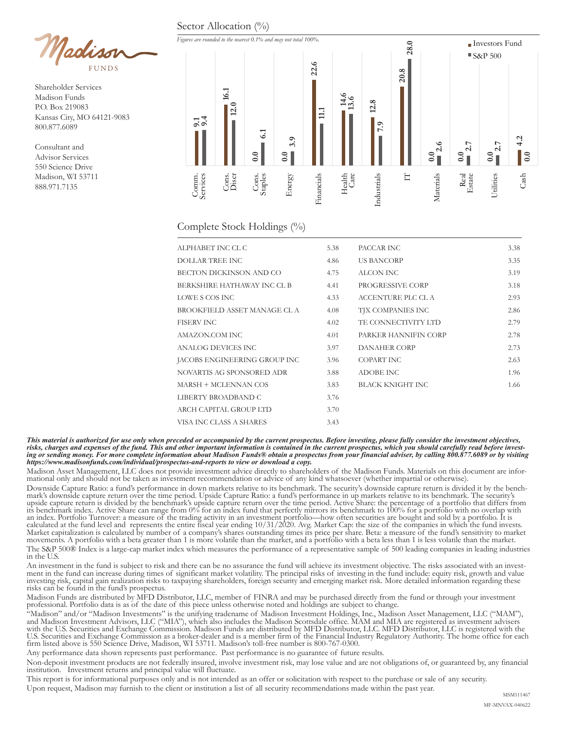Madison FUNDS

Shareholder Services
Madison Funds
P.O. Box 219083
Kansas City, MO 64121-9083
800.877.6089

Consultant and
Advisor Services
550 Science Drive
Madison, WI 53711
888.971.7135

## Sector Allocation (%)

*Figures are rounded to the nearest 0.1% and may not total 100%.*

Investors Fund
S&P 500

Comm. Services 9.1 9.4
Cons. Discr 16.1 12.0
Cons. Staples 0.0 6.1
Energy 0.0 3.9
Financials 22.6 11.1
Health Care 14.6 13.6
Industrials 12.8 7.9
IT 20.8 28.0
Materials 0.0 2.6
Real Estate 0.0 2.7
Utilities 0.0 2.7
Cash 4.2 0.0

## Complete Stock Holdings (%)

| | | | |
|---|---|---|---|
| ALPHABET INC CL C | 5.38 | PACCAR INC | 3.38 |
| DOLLAR TREE INC | 4.86 | US BANCORP | 3.35 |
| BECTON DICKINSON AND CO | 4.75 | ALCON INC | 3.19 |
| BERKSHIRE HATHAWAY INC CL B | 4.41 | PROGRESSIVE CORP | 3.18 |
| LOWE S COS INC | 4.33 | ACCENTURE PLC CL A | 2.93 |
| BROOKFIELD ASSET MANAGE CL A | 4.08 | TJX COMPANIES INC | 2.86 |
| FISERV INC | 4.02 | TE CONNECTIVITY LTD | 2.79 |
| AMAZON.COM INC | 4.01 | PARKER HANNIFIN CORP | 2.78 |
| ANALOG DEVICES INC | 3.97 | DANAHER CORP | 2.73 |
| JACOBS ENGINEERING GROUP INC | 3.96 | COPART INC | 2.63 |
| NOVARTIS AG SPONSORED ADR | 3.88 | ADOBE INC | 1.96 |
| MARSH + MCLENNAN COS | 3.83 | BLACK KNIGHT INC | 1.66 |
| LIBERTY BROADBAND C | 3.76 | | |
| ARCH CAPITAL GROUP LTD | 3.70 | | |
| VISA INC CLASS A SHARES | 3.43 | | |

***This material is authorized for use only when preceded or accompanied by the current prospectus. Before investing, please fully consider the investment objectives, risks, charges and expenses of the fund. This and other important information is contained in the current prospectus, which you should carefully read before investing or sending money. For more complete information about Madison Funds® obtain a prospectus from your financial adviser, by calling 800.877.6089 or by visiting https://www.madisonfunds.com/individual/prospectus-and-reports to view or download a copy.***

Madison Asset Management, LLC does not provide investment advice directly to shareholders of the Madison Funds. Materials on this document are informational only and should not be taken as investment recommendation or advice of any kind whatsoever (whether impartial or otherwise).

Downside Capture Ratio: a fund's performance in down markets relative to its benchmark. The security's downside capture return is divided it by the benchmark's downside capture return over the time period. Upside Capture Ratio: a fund's performance in up markets relative to its benchmark. The security's upside capture return is divided by the benchmark's upside capture return over the time period. Active Share: the percentage of a portfolio that differs from its benchmark index. Active Share can range from 0% for an index fund that perfectly mirrors its benchmark to 100% for a portfolio with no overlap with an index. Portfolio Turnover: a measure of the trading activity in an investment portfolio—how often securities are bought and sold by a portfolio. It is calculated at the fund level and represents the entire fiscal year ending 10/31/2020. Avg. Market Cap: the size of the companies in which the fund invests. Market capitalization is calculated by number of a company's shares outstanding times its price per share. Beta: a measure of the fund's sensitivity to market movements. A portfolio with a beta greater than 1 is more volatile than the market, and a portfolio with a beta less than 1 is less volatile than the market.

The S&P 500® Index is a large-cap market index which measures the performance of a representative sample of 500 leading companies in leading industries in the U.S.

An investment in the fund is subject to risk and there can be no assurance the fund will achieve its investment objective. The risks associated with an investment in the fund can increase during times of significant market volatility. The principal risks of investing in the fund include: equity risk, growth and value investing risk, capital gain realization risks to taxpaying shareholders, foreign security and emerging market risk. More detailed information regarding these risks can be found in the fund's prospectus.

Madison Funds are distributed by MFD Distributor, LLC, member of FINRA and may be purchased directly from the fund or through your investment professional. Portfolio data is as of the date of this piece unless otherwise noted and holdings are subject to change.

"Madison" and/or "Madison Investments" is the unifying tradename of Madison Investment Holdings, Inc., Madison Asset Management, LLC ("MAM"), and Madison Investment Advisors, LLC ("MIA"), which also includes the Madison Scottsdale office. MAM and MIA are registered as investment advisers with the U.S. Securities and Exchange Commission. Madison Funds are distributed by MFD Distributor, LLC. MFD Distributor, LLC is registered with the U.S. Securities and Exchange Commission as a broker-dealer and is a member firm of the Financial Industry Regulatory Authority. The home office for each firm listed above is 550 Science Drive, Madison, WI 53711. Madison's toll-free number is 800-767-0300.

Any performance data shown represents past performance. Past performance is no guarantee of future results.

Non-deposit investment products are not federally insured, involve investment risk, may lose value and are not obligations of, or guaranteed by, any financial institution. Investment returns and principal value will fluctuate.

This report is for informational purposes only and is not intended as an offer or solicitation with respect to the purchase or sale of any security.

Upon request, Madison may furnish to the client or institution a list of all security recommendations made within the past year.

MSM111467
MF-MNVAX-040622